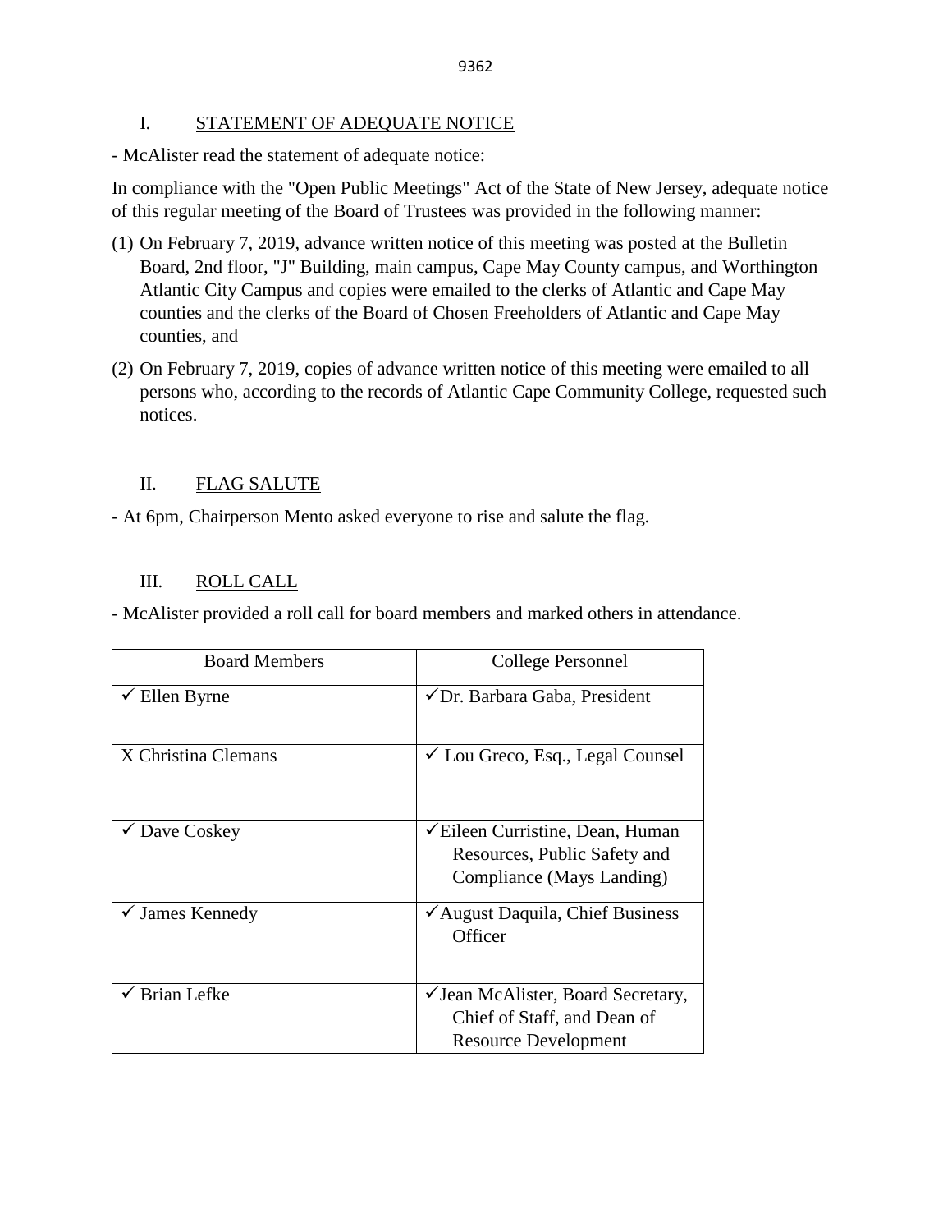## I. STATEMENT OF ADEQUATE NOTICE

- McAlister read the statement of adequate notice:

In compliance with the "Open Public Meetings" Act of the State of New Jersey, adequate notice of this regular meeting of the Board of Trustees was provided in the following manner:

(1) On February 7, 2019, advance written notice of this meeting was posted at the Bulletin Board, 2nd floor, "J" Building, main campus, Cape May County campus, and Worthington Atlantic City Campus and copies were emailed to the clerks of Atlantic and Cape May counties and the clerks of the Board of Chosen Freeholders of Atlantic and Cape May counties, and

(2) On February 7, 2019, copies of advance written notice of this meeting were emailed to all persons who, according to the records of Atlantic Cape Community College, requested such notices.

## II. FLAG SALUTE

- At 6pm, Chairperson Mento asked everyone to rise and salute the flag.

## III. ROLL CALL

- McAlister provided a roll call for board members and marked others in attendance.

| Board Members | College Personnel |
|---|---|
| ✓ Ellen Byrne | ✓Dr. Barbara Gaba, President |
| X Christina Clemans | ✓ Lou Greco, Esq., Legal Counsel |
| ✓ Dave Coskey | ✓Eileen Curristine, Dean, Human Resources, Public Safety and Compliance (Mays Landing) |
| ✓ James Kennedy | ✓August Daquila, Chief Business Officer |
| ✓ Brian Lefke | ✓Jean McAlister, Board Secretary, Chief of Staff, and Dean of Resource Development |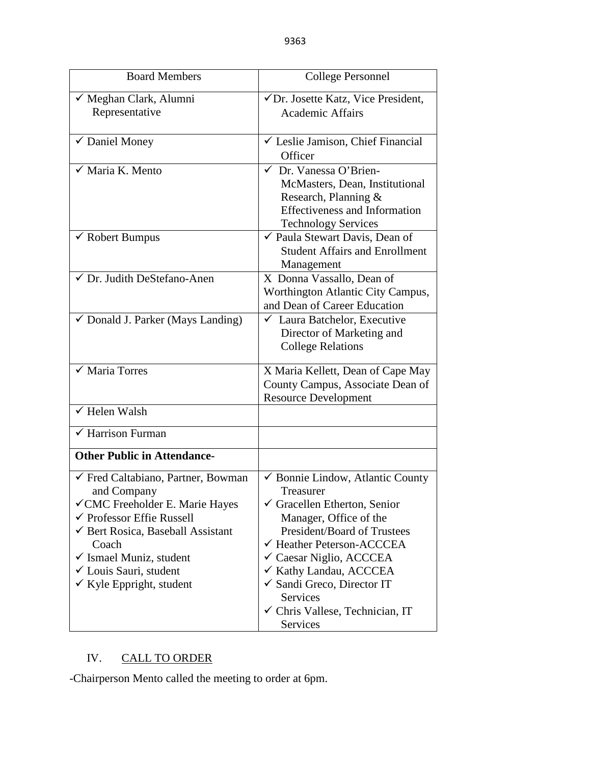| Board Members | College Personnel |
|---|---|
| ✓ Meghan Clark, Alumni Representative | ✓Dr. Josette Katz, Vice President, Academic Affairs |
| ✓ Daniel Money | ✓ Leslie Jamison, Chief Financial Officer |
| ✓ Maria K. Mento | ✓ Dr. Vanessa O'Brien-McMasters, Dean, Institutional Research, Planning & Effectiveness and Information Technology Services |
| ✓ Robert Bumpus | ✓ Paula Stewart Davis, Dean of Student Affairs and Enrollment Management |
| ✓ Dr. Judith DeStefano-Anen | X Donna Vassallo, Dean of Worthington Atlantic City Campus, and Dean of Career Education |
| ✓ Donald J. Parker (Mays Landing) | ✓ Laura Batchelor, Executive Director of Marketing and College Relations |
| ✓ Maria Torres | X Maria Kellett, Dean of Cape May County Campus, Associate Dean of Resource Development |
| ✓ Helen Walsh | |
| ✓ Harrison Furman | |
| **Other Public in Attendance-** | |
| ✓ Fred Caltabiano, Partner, Bowman and Company<br>✓CMC Freeholder E. Marie Hayes<br>✓ Professor Effie Russell<br>✓ Bert Rosica, Baseball Assistant Coach<br>✓ Ismael Muniz, student<br>✓ Louis Sauri, student<br>✓ Kyle Eppright, student | ✓ Bonnie Lindow, Atlantic County Treasurer<br>✓ Gracellen Etherton, Senior Manager, Office of the President/Board of Trustees<br>✓ Heather Peterson-ACCCEA<br>✓ Caesar Niglio, ACCCEA<br>✓ Kathy Landau, ACCCEA<br>✓ Sandi Greco, Director IT Services<br>✓ Chris Vallese, Technician, IT Services |

IV. CALL TO ORDER

-Chairperson Mento called the meeting to order at 6pm.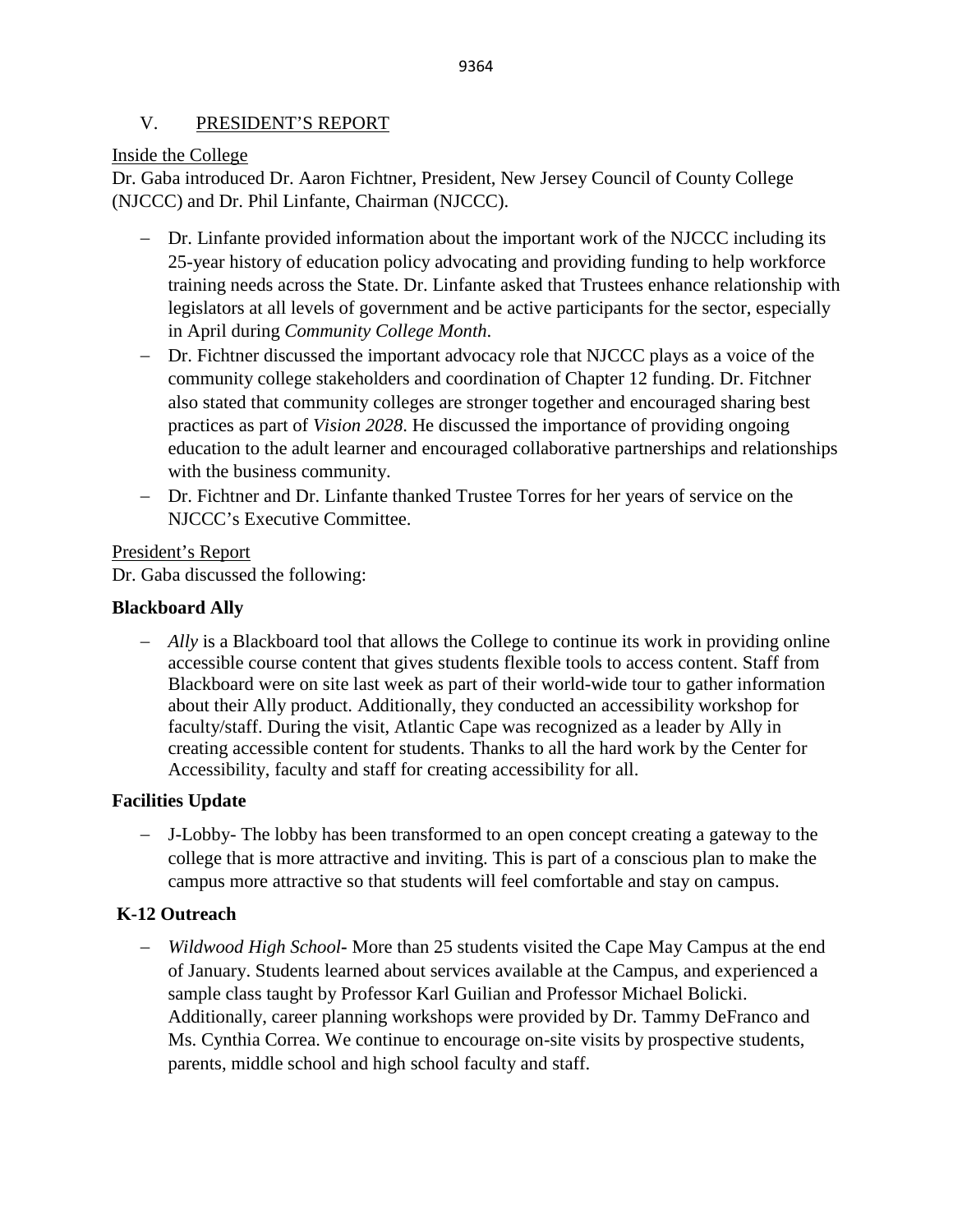## V. PRESIDENT'S REPORT

Inside the College

Dr. Gaba introduced Dr. Aaron Fichtner, President, New Jersey Council of County College (NJCCC) and Dr. Phil Linfante, Chairman (NJCCC).

- Dr. Linfante provided information about the important work of the NJCCC including its 25-year history of education policy advocating and providing funding to help workforce training needs across the State. Dr. Linfante asked that Trustees enhance relationship with legislators at all levels of government and be active participants for the sector, especially in April during *Community College Month*.
- Dr. Fichtner discussed the important advocacy role that NJCCC plays as a voice of the community college stakeholders and coordination of Chapter 12 funding. Dr. Fitchner also stated that community colleges are stronger together and encouraged sharing best practices as part of *Vision 2028*. He discussed the importance of providing ongoing education to the adult learner and encouraged collaborative partnerships and relationships with the business community.
- Dr. Fichtner and Dr. Linfante thanked Trustee Torres for her years of service on the NJCCC's Executive Committee.

President's Report

Dr. Gaba discussed the following:

**Blackboard Ally**

- *Ally* is a Blackboard tool that allows the College to continue its work in providing online accessible course content that gives students flexible tools to access content. Staff from Blackboard were on site last week as part of their world-wide tour to gather information about their Ally product. Additionally, they conducted an accessibility workshop for faculty/staff. During the visit, Atlantic Cape was recognized as a leader by Ally in creating accessible content for students. Thanks to all the hard work by the Center for Accessibility, faculty and staff for creating accessibility for all.

**Facilities Update**

- J-Lobby- The lobby has been transformed to an open concept creating a gateway to the college that is more attractive and inviting. This is part of a conscious plan to make the campus more attractive so that students will feel comfortable and stay on campus.

**K-12 Outreach**

- *Wildwood High School*- More than 25 students visited the Cape May Campus at the end of January. Students learned about services available at the Campus, and experienced a sample class taught by Professor Karl Guilian and Professor Michael Bolicki. Additionally, career planning workshops were provided by Dr. Tammy DeFranco and Ms. Cynthia Correa. We continue to encourage on-site visits by prospective students, parents, middle school and high school faculty and staff.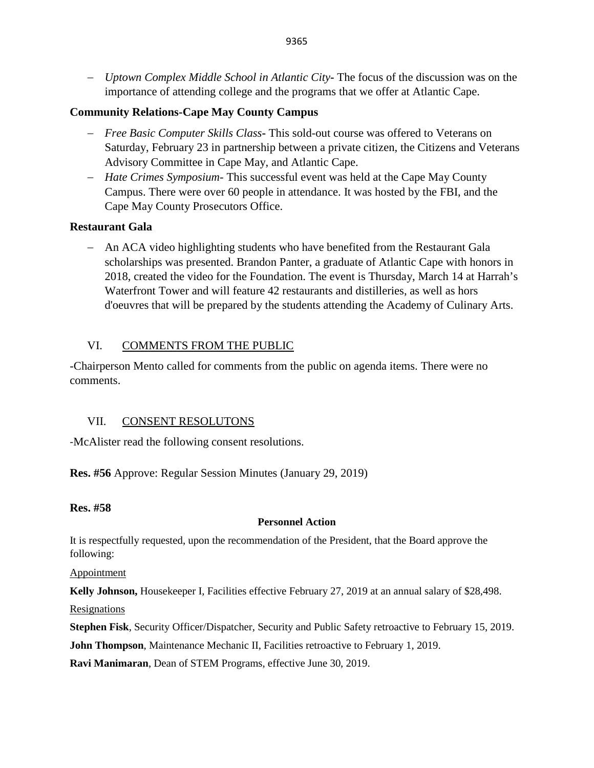- *Uptown Complex Middle School in Atlantic City***-** The focus of the discussion was on the importance of attending college and the programs that we offer at Atlantic Cape.

**Community Relations-Cape May County Campus**

- *Free Basic Computer Skills Class***-** This sold-out course was offered to Veterans on Saturday, February 23 in partnership between a private citizen, the Citizens and Veterans Advisory Committee in Cape May, and Atlantic Cape.
- *Hate Crimes Symposium*- This successful event was held at the Cape May County Campus. There were over 60 people in attendance. It was hosted by the FBI, and the Cape May County Prosecutors Office.

**Restaurant Gala**

- An ACA video highlighting students who have benefited from the Restaurant Gala scholarships was presented. Brandon Panter, a graduate of Atlantic Cape with honors in 2018, created the video for the Foundation. The event is Thursday, March 14 at Harrah's Waterfront Tower and will feature 42 restaurants and distilleries, as well as hors d'oeuvres that will be prepared by the students attending the Academy of Culinary Arts.

## VI. COMMENTS FROM THE PUBLIC

-Chairperson Mento called for comments from the public on agenda items. There were no comments.

## VII. CONSENT RESOLUTONS

-McAlister read the following consent resolutions.

**Res. #56** Approve: Regular Session Minutes (January 29, 2019)

**Res. #58**

**Personnel Action**

It is respectfully requested, upon the recommendation of the President, that the Board approve the following:

Appointment

**Kelly Johnson,** Housekeeper I, Facilities effective February 27, 2019 at an annual salary of $28,498.

Resignations

**Stephen Fisk**, Security Officer/Dispatcher, Security and Public Safety retroactive to February 15, 2019.

**John Thompson**, Maintenance Mechanic II, Facilities retroactive to February 1, 2019.

**Ravi Manimaran**, Dean of STEM Programs, effective June 30, 2019.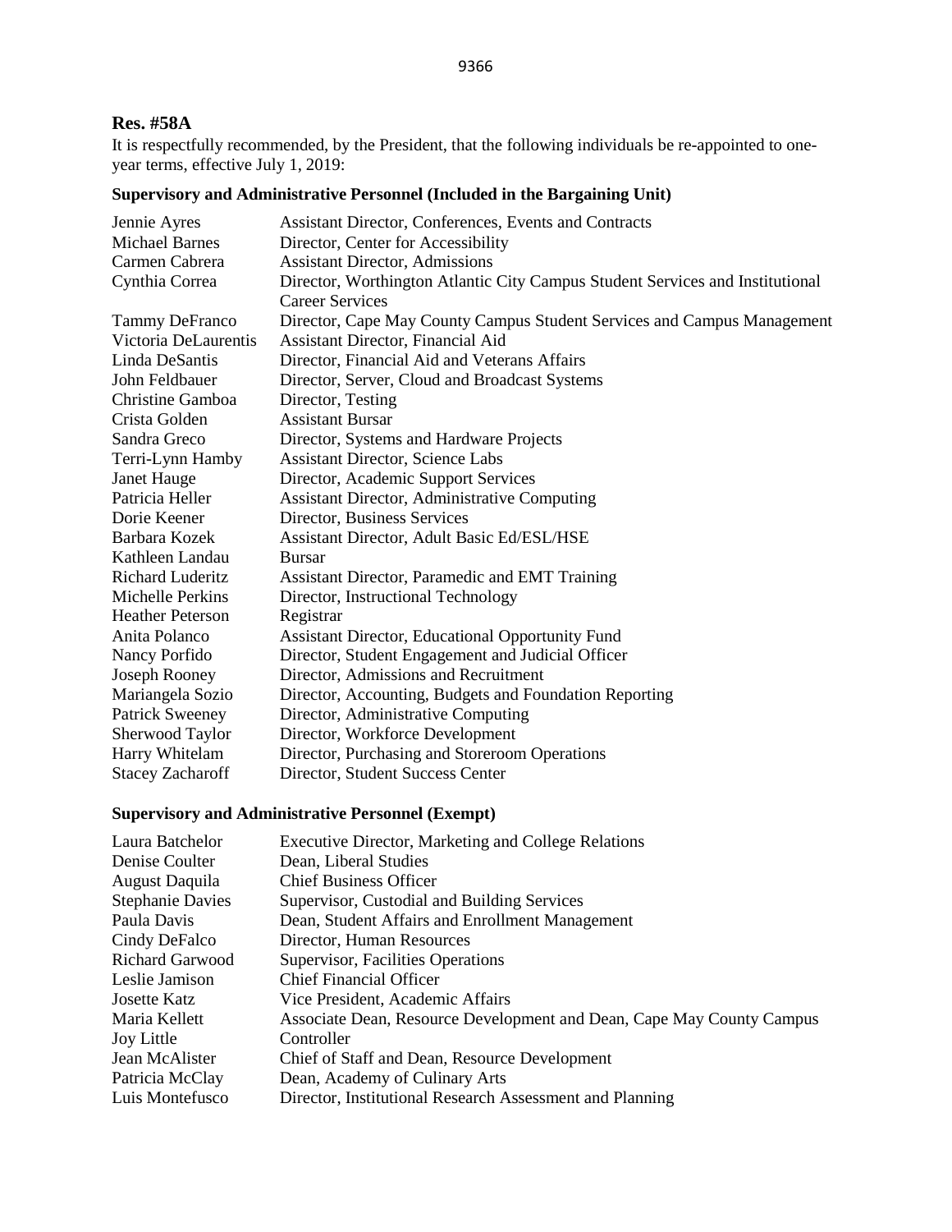**Res. #58A**

It is respectfully recommended, by the President, that the following individuals be re-appointed to one-year terms, effective July 1, 2019:

**Supervisory and Administrative Personnel (Included in the Bargaining Unit)**

| | |
|---|---|
| Jennie Ayres | Assistant Director, Conferences, Events and Contracts |
| Michael Barnes | Director, Center for Accessibility |
| Carmen Cabrera | Assistant Director, Admissions |
| Cynthia Correa | Director, Worthington Atlantic City Campus Student Services and Institutional Career Services |
| Tammy DeFranco | Director, Cape May County Campus Student Services and Campus Management |
| Victoria DeLaurentis | Assistant Director, Financial Aid |
| Linda DeSantis | Director, Financial Aid and Veterans Affairs |
| John Feldbauer | Director, Server, Cloud and Broadcast Systems |
| Christine Gamboa | Director, Testing |
| Crista Golden | Assistant Bursar |
| Sandra Greco | Director, Systems and Hardware Projects |
| Terri-Lynn Hamby | Assistant Director, Science Labs |
| Janet Hauge | Director, Academic Support Services |
| Patricia Heller | Assistant Director, Administrative Computing |
| Dorie Keener | Director, Business Services |
| Barbara Kozek | Assistant Director, Adult Basic Ed/ESL/HSE |
| Kathleen Landau | Bursar |
| Richard Luderitz | Assistant Director, Paramedic and EMT Training |
| Michelle Perkins | Director, Instructional Technology |
| Heather Peterson | Registrar |
| Anita Polanco | Assistant Director, Educational Opportunity Fund |
| Nancy Porfido | Director, Student Engagement and Judicial Officer |
| Joseph Rooney | Director, Admissions and Recruitment |
| Mariangela Sozio | Director, Accounting, Budgets and Foundation Reporting |
| Patrick Sweeney | Director, Administrative Computing |
| Sherwood Taylor | Director, Workforce Development |
| Harry Whitelam | Director, Purchasing and Storeroom Operations |
| Stacey Zacharoff | Director, Student Success Center |

**Supervisory and Administrative Personnel (Exempt)**

| | |
|---|---|
| Laura Batchelor | Executive Director, Marketing and College Relations |
| Denise Coulter | Dean, Liberal Studies |
| August Daquila | Chief Business Officer |
| Stephanie Davies | Supervisor, Custodial and Building Services |
| Paula Davis | Dean, Student Affairs and Enrollment Management |
| Cindy DeFalco | Director, Human Resources |
| Richard Garwood | Supervisor, Facilities Operations |
| Leslie Jamison | Chief Financial Officer |
| Josette Katz | Vice President, Academic Affairs |
| Maria Kellett | Associate Dean, Resource Development and Dean, Cape May County Campus |
| Joy Little | Controller |
| Jean McAlister | Chief of Staff and Dean, Resource Development |
| Patricia McClay | Dean, Academy of Culinary Arts |
| Luis Montefusco | Director, Institutional Research Assessment and Planning |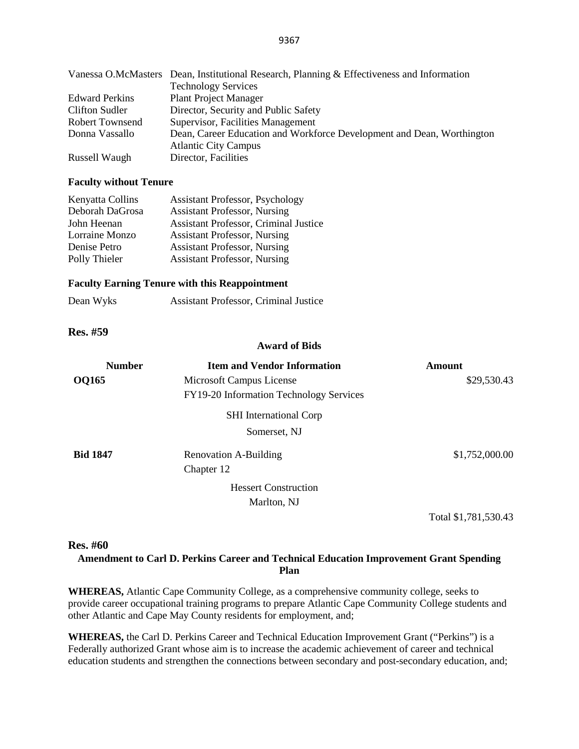| | |
|---|---|
| Vanessa O.McMasters | Dean, Institutional Research, Planning & Effectiveness and Information Technology Services |
| Edward Perkins | Plant Project Manager |
| Clifton Sudler | Director, Security and Public Safety |
| Robert Townsend | Supervisor, Facilities Management |
| Donna Vassallo | Dean, Career Education and Workforce Development and Dean, Worthington Atlantic City Campus |
| Russell Waugh | Director, Facilities |

**Faculty without Tenure**

| | |
|---|---|
| Kenyatta Collins | Assistant Professor, Psychology |
| Deborah DaGrosa | Assistant Professor, Nursing |
| John Heenan | Assistant Professor, Criminal Justice |
| Lorraine Monzo | Assistant Professor, Nursing |
| Denise Petro | Assistant Professor, Nursing |
| Polly Thieler | Assistant Professor, Nursing |

**Faculty Earning Tenure with this Reappointment**

| | |
|---|---|
| Dean Wyks | Assistant Professor, Criminal Justice |

## Res. #59

**Award of Bids**

| Number | Item and Vendor Information | Amount |
|---|---|---|
| **OQ165** | Microsoft Campus License<br>FY19-20 Information Technology Services<br>SHI International Corp<br>Somerset, NJ | $29,530.43 |
| **Bid 1847** | Renovation A-Building<br>Chapter 12<br>Hessert Construction<br>Marlton, NJ | $1,752,000.00 |
| | | Total $1,781,530.43 |

## Res. #60

**Amendment to Carl D. Perkins Career and Technical Education Improvement Grant Spending Plan**

**WHEREAS,** Atlantic Cape Community College, as a comprehensive community college, seeks to provide career occupational training programs to prepare Atlantic Cape Community College students and other Atlantic and Cape May County residents for employment, and;

**WHEREAS,** the Carl D. Perkins Career and Technical Education Improvement Grant ("Perkins") is a Federally authorized Grant whose aim is to increase the academic achievement of career and technical education students and strengthen the connections between secondary and post-secondary education, and;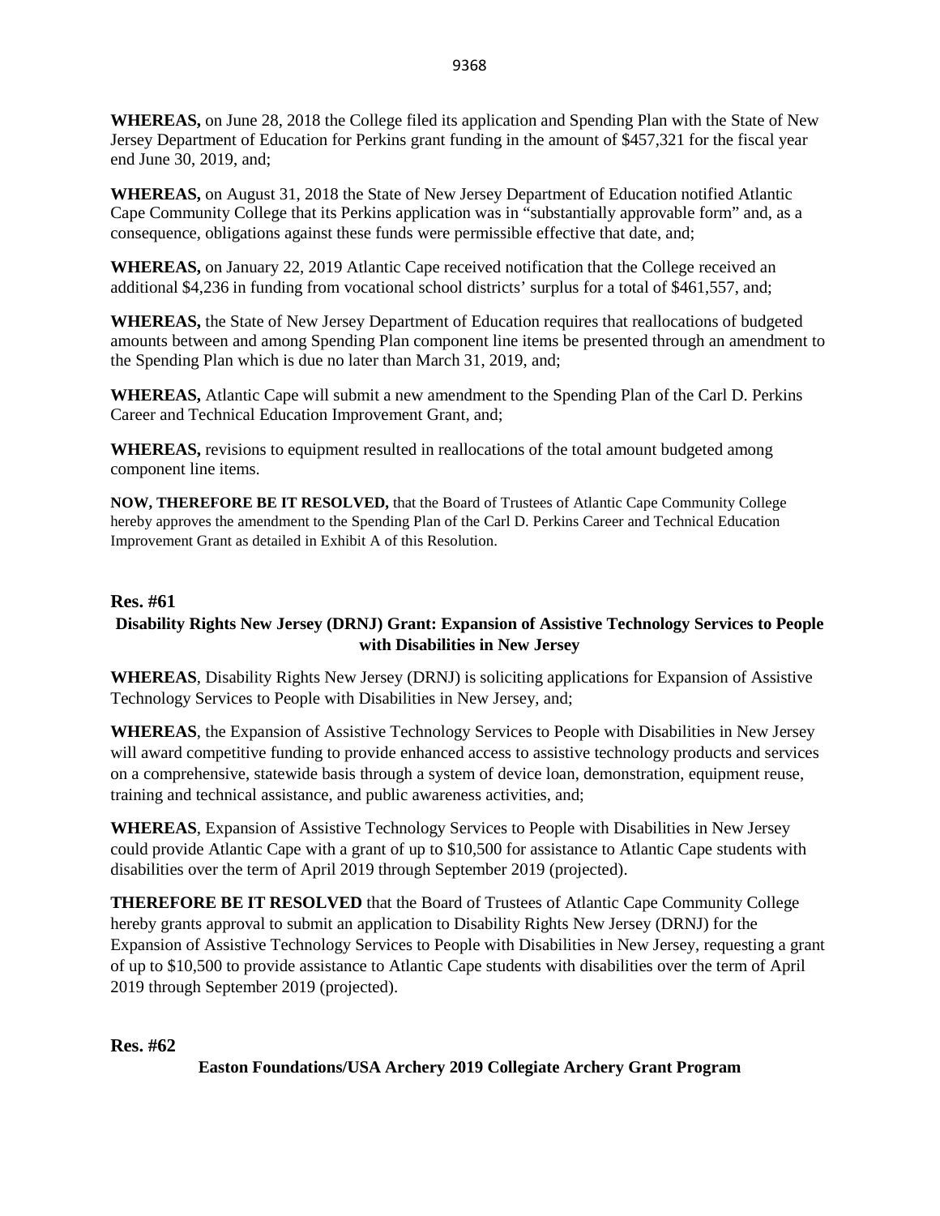**WHEREAS,** on June 28, 2018 the College filed its application and Spending Plan with the State of New Jersey Department of Education for Perkins grant funding in the amount of $457,321 for the fiscal year end June 30, 2019, and;

**WHEREAS,** on August 31, 2018 the State of New Jersey Department of Education notified Atlantic Cape Community College that its Perkins application was in "substantially approvable form" and, as a consequence, obligations against these funds were permissible effective that date, and;

**WHEREAS,** on January 22, 2019 Atlantic Cape received notification that the College received an additional $4,236 in funding from vocational school districts' surplus for a total of $461,557, and;

**WHEREAS,** the State of New Jersey Department of Education requires that reallocations of budgeted amounts between and among Spending Plan component line items be presented through an amendment to the Spending Plan which is due no later than March 31, 2019, and;

**WHEREAS,** Atlantic Cape will submit a new amendment to the Spending Plan of the Carl D. Perkins Career and Technical Education Improvement Grant, and;

**WHEREAS,** revisions to equipment resulted in reallocations of the total amount budgeted among component line items.

**NOW, THEREFORE BE IT RESOLVED,** that the Board of Trustees of Atlantic Cape Community College hereby approves the amendment to the Spending Plan of the Carl D. Perkins Career and Technical Education Improvement Grant as detailed in Exhibit A of this Resolution.

## Res. #61

### Disability Rights New Jersey (DRNJ) Grant: Expansion of Assistive Technology Services to People with Disabilities in New Jersey

**WHEREAS**, Disability Rights New Jersey (DRNJ) is soliciting applications for Expansion of Assistive Technology Services to People with Disabilities in New Jersey, and;

**WHEREAS**, the Expansion of Assistive Technology Services to People with Disabilities in New Jersey will award competitive funding to provide enhanced access to assistive technology products and services on a comprehensive, statewide basis through a system of device loan, demonstration, equipment reuse, training and technical assistance, and public awareness activities, and;

**WHEREAS**, Expansion of Assistive Technology Services to People with Disabilities in New Jersey could provide Atlantic Cape with a grant of up to $10,500 for assistance to Atlantic Cape students with disabilities over the term of April 2019 through September 2019 (projected).

**THEREFORE BE IT RESOLVED** that the Board of Trustees of Atlantic Cape Community College hereby grants approval to submit an application to Disability Rights New Jersey (DRNJ) for the Expansion of Assistive Technology Services to People with Disabilities in New Jersey, requesting a grant of up to $10,500 to provide assistance to Atlantic Cape students with disabilities over the term of April 2019 through September 2019 (projected).

## Res. #62

### Easton Foundations/USA Archery 2019 Collegiate Archery Grant Program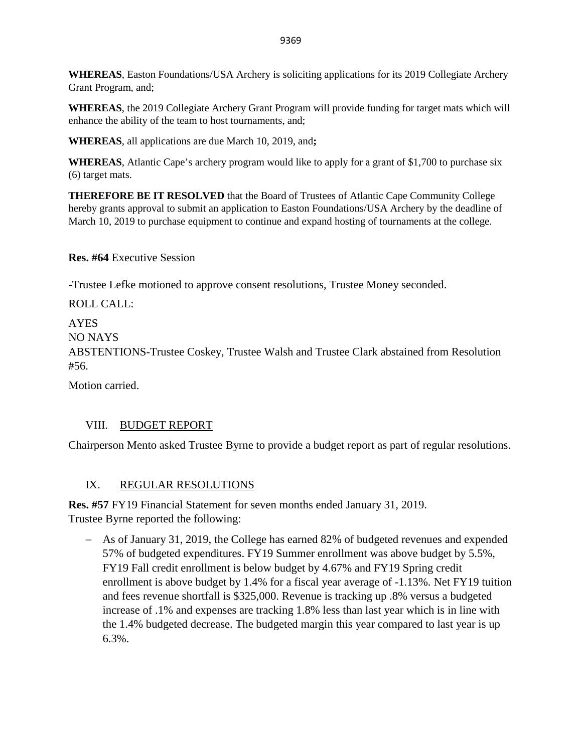**WHEREAS**, Easton Foundations/USA Archery is soliciting applications for its 2019 Collegiate Archery Grant Program, and;

**WHEREAS**, the 2019 Collegiate Archery Grant Program will provide funding for target mats which will enhance the ability of the team to host tournaments, and;

**WHEREAS**, all applications are due March 10, 2019, and**;**

**WHEREAS**, Atlantic Cape's archery program would like to apply for a grant of $1,700 to purchase six (6) target mats.

**THEREFORE BE IT RESOLVED** that the Board of Trustees of Atlantic Cape Community College hereby grants approval to submit an application to Easton Foundations/USA Archery by the deadline of March 10, 2019 to purchase equipment to continue and expand hosting of tournaments at the college.

**Res. #64** Executive Session

-Trustee Lefke motioned to approve consent resolutions, Trustee Money seconded.

ROLL CALL:

AYES
NO NAYS
ABSTENTIONS-Trustee Coskey, Trustee Walsh and Trustee Clark abstained from Resolution #56.

Motion carried.

## VIII. BUDGET REPORT

Chairperson Mento asked Trustee Byrne to provide a budget report as part of regular resolutions.

## IX. REGULAR RESOLUTIONS

**Res. #57** FY19 Financial Statement for seven months ended January 31, 2019.
Trustee Byrne reported the following:

- As of January 31, 2019, the College has earned 82% of budgeted revenues and expended 57% of budgeted expenditures. FY19 Summer enrollment was above budget by 5.5%, FY19 Fall credit enrollment is below budget by 4.67% and FY19 Spring credit enrollment is above budget by 1.4% for a fiscal year average of -1.13%. Net FY19 tuition and fees revenue shortfall is $325,000. Revenue is tracking up .8% versus a budgeted increase of .1% and expenses are tracking 1.8% less than last year which is in line with the 1.4% budgeted decrease. The budgeted margin this year compared to last year is up 6.3%.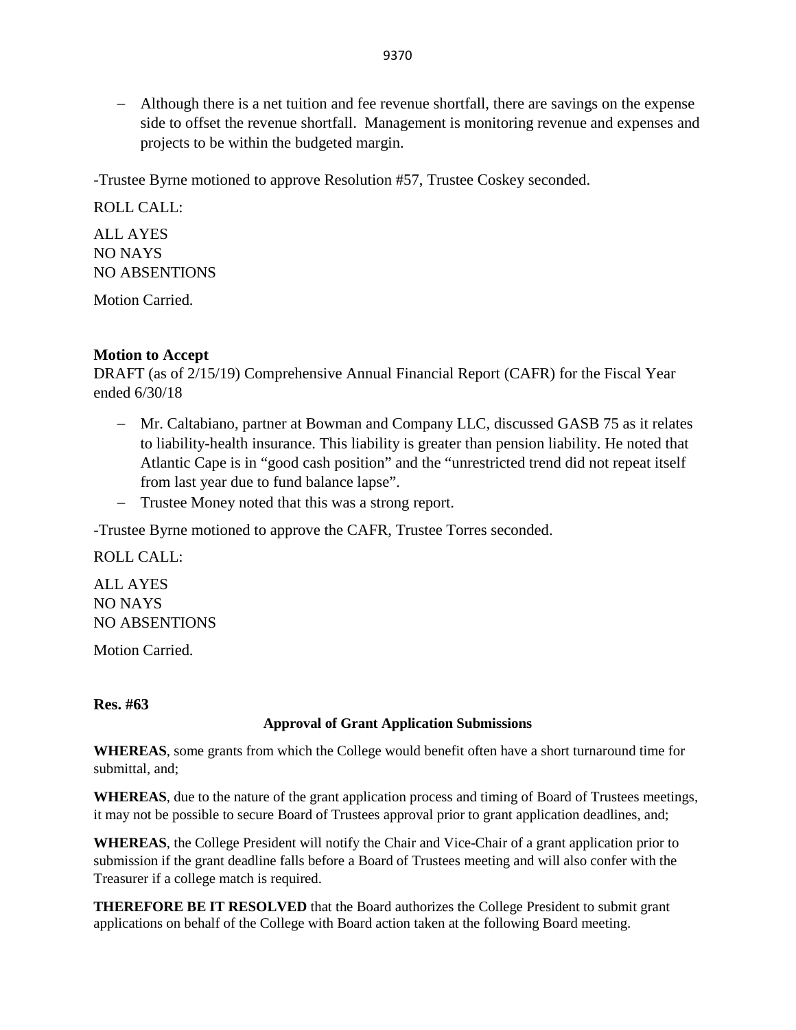- Although there is a net tuition and fee revenue shortfall, there are savings on the expense side to offset the revenue shortfall. Management is monitoring revenue and expenses and projects to be within the budgeted margin.

-Trustee Byrne motioned to approve Resolution #57, Trustee Coskey seconded.

ROLL CALL:

ALL AYES
NO NAYS
NO ABSENTIONS

Motion Carried.

**Motion to Accept**
DRAFT (as of 2/15/19) Comprehensive Annual Financial Report (CAFR) for the Fiscal Year ended 6/30/18

- Mr. Caltabiano, partner at Bowman and Company LLC, discussed GASB 75 as it relates to liability-health insurance. This liability is greater than pension liability. He noted that Atlantic Cape is in "good cash position" and the "unrestricted trend did not repeat itself from last year due to fund balance lapse".
- Trustee Money noted that this was a strong report.

-Trustee Byrne motioned to approve the CAFR, Trustee Torres seconded.

ROLL CALL:

ALL AYES
NO NAYS
NO ABSENTIONS

Motion Carried.

**Res. #63**

**Approval of Grant Application Submissions**

**WHEREAS**, some grants from which the College would benefit often have a short turnaround time for submittal, and;

**WHEREAS**, due to the nature of the grant application process and timing of Board of Trustees meetings, it may not be possible to secure Board of Trustees approval prior to grant application deadlines, and;

**WHEREAS**, the College President will notify the Chair and Vice-Chair of a grant application prior to submission if the grant deadline falls before a Board of Trustees meeting and will also confer with the Treasurer if a college match is required.

**THEREFORE BE IT RESOLVED** that the Board authorizes the College President to submit grant applications on behalf of the College with Board action taken at the following Board meeting.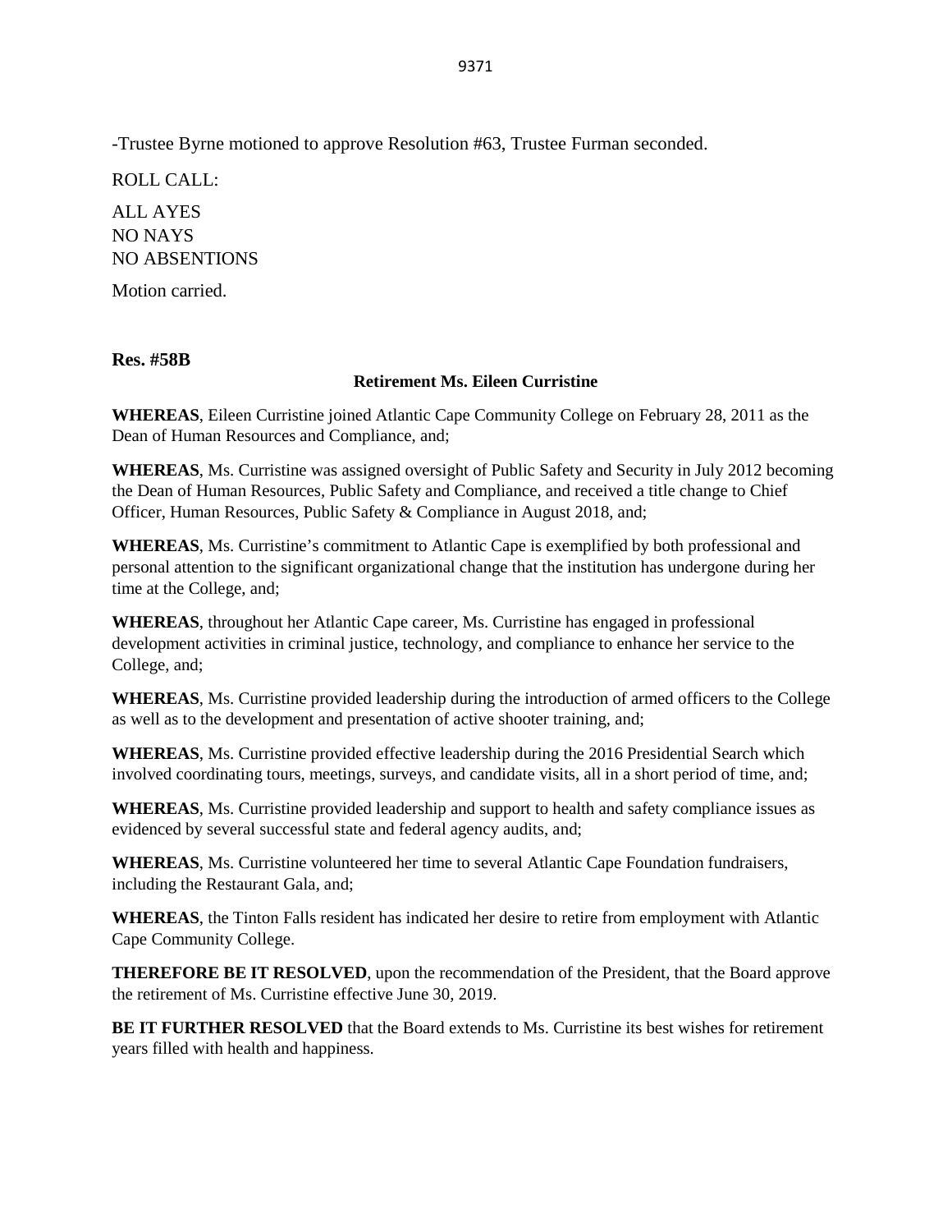-Trustee Byrne motioned to approve Resolution #63, Trustee Furman seconded.

ROLL CALL:

ALL AYES
NO NAYS
NO ABSENTIONS

Motion carried.

**Res. #58B**

**Retirement Ms. Eileen Curristine**

**WHEREAS**, Eileen Curristine joined Atlantic Cape Community College on February 28, 2011 as the Dean of Human Resources and Compliance, and;

**WHEREAS**, Ms. Curristine was assigned oversight of Public Safety and Security in July 2012 becoming the Dean of Human Resources, Public Safety and Compliance, and received a title change to Chief Officer, Human Resources, Public Safety & Compliance in August 2018, and;

**WHEREAS**, Ms. Curristine's commitment to Atlantic Cape is exemplified by both professional and personal attention to the significant organizational change that the institution has undergone during her time at the College, and;

**WHEREAS**, throughout her Atlantic Cape career, Ms. Curristine has engaged in professional development activities in criminal justice, technology, and compliance to enhance her service to the College, and;

**WHEREAS**, Ms. Curristine provided leadership during the introduction of armed officers to the College as well as to the development and presentation of active shooter training, and;

**WHEREAS**, Ms. Curristine provided effective leadership during the 2016 Presidential Search which involved coordinating tours, meetings, surveys, and candidate visits, all in a short period of time, and;

**WHEREAS**, Ms. Curristine provided leadership and support to health and safety compliance issues as evidenced by several successful state and federal agency audits, and;

**WHEREAS**, Ms. Curristine volunteered her time to several Atlantic Cape Foundation fundraisers, including the Restaurant Gala, and;

**WHEREAS**, the Tinton Falls resident has indicated her desire to retire from employment with Atlantic Cape Community College.

**THEREFORE BE IT RESOLVED**, upon the recommendation of the President, that the Board approve the retirement of Ms. Curristine effective June 30, 2019.

**BE IT FURTHER RESOLVED** that the Board extends to Ms. Curristine its best wishes for retirement years filled with health and happiness.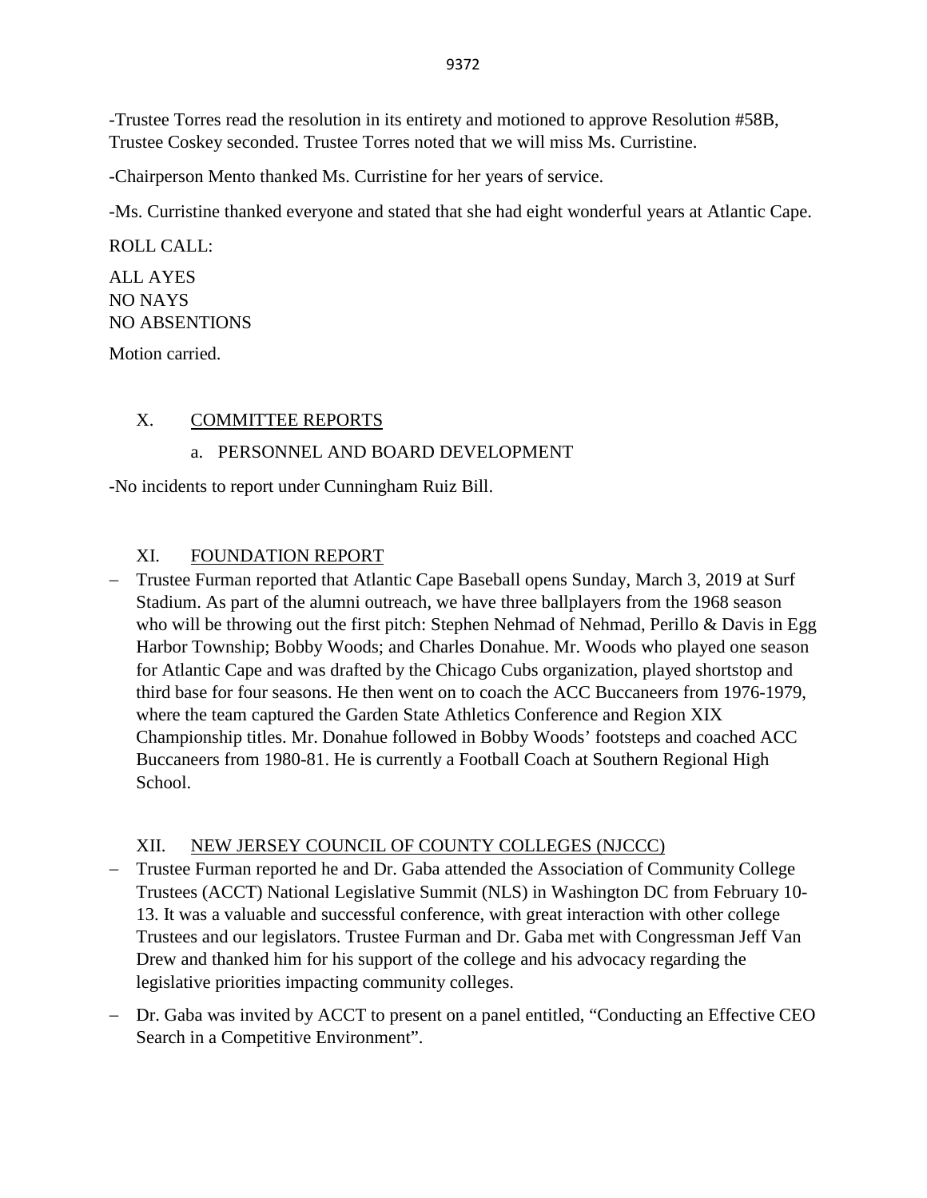-Trustee Torres read the resolution in its entirety and motioned to approve Resolution #58B, Trustee Coskey seconded. Trustee Torres noted that we will miss Ms. Curristine.

-Chairperson Mento thanked Ms. Curristine for her years of service.

-Ms. Curristine thanked everyone and stated that she had eight wonderful years at Atlantic Cape.

ROLL CALL:

ALL AYES
NO NAYS
NO ABSENTIONS

Motion carried.

## X. COMMITTEE REPORTS

### a. PERSONNEL AND BOARD DEVELOPMENT

-No incidents to report under Cunningham Ruiz Bill.

## XI. FOUNDATION REPORT

- Trustee Furman reported that Atlantic Cape Baseball opens Sunday, March 3, 2019 at Surf Stadium. As part of the alumni outreach, we have three ballplayers from the 1968 season who will be throwing out the first pitch: Stephen Nehmad of Nehmad, Perillo & Davis in Egg Harbor Township; Bobby Woods; and Charles Donahue. Mr. Woods who played one season for Atlantic Cape and was drafted by the Chicago Cubs organization, played shortstop and third base for four seasons. He then went on to coach the ACC Buccaneers from 1976-1979, where the team captured the Garden State Athletics Conference and Region XIX Championship titles. Mr. Donahue followed in Bobby Woods' footsteps and coached ACC Buccaneers from 1980-81. He is currently a Football Coach at Southern Regional High School.

## XII. NEW JERSEY COUNCIL OF COUNTY COLLEGES (NJCCC)

- Trustee Furman reported he and Dr. Gaba attended the Association of Community College Trustees (ACCT) National Legislative Summit (NLS) in Washington DC from February 10-13. It was a valuable and successful conference, with great interaction with other college Trustees and our legislators. Trustee Furman and Dr. Gaba met with Congressman Jeff Van Drew and thanked him for his support of the college and his advocacy regarding the legislative priorities impacting community colleges.
- Dr. Gaba was invited by ACCT to present on a panel entitled, "Conducting an Effective CEO Search in a Competitive Environment".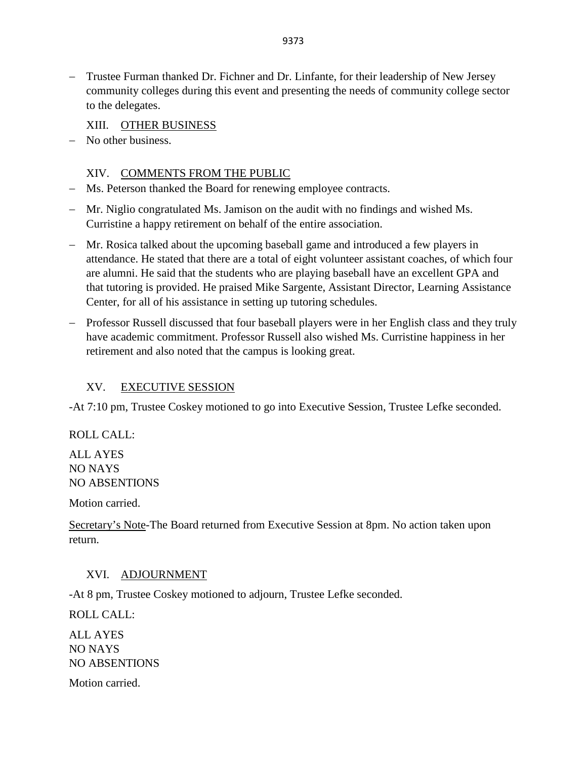- Trustee Furman thanked Dr. Fichner and Dr. Linfante, for their leadership of New Jersey community colleges during this event and presenting the needs of community college sector to the delegates.

XIII. OTHER BUSINESS

- No other business.

XIV. COMMENTS FROM THE PUBLIC

- Ms. Peterson thanked the Board for renewing employee contracts.
- Mr. Niglio congratulated Ms. Jamison on the audit with no findings and wished Ms. Curristine a happy retirement on behalf of the entire association.
- Mr. Rosica talked about the upcoming baseball game and introduced a few players in attendance. He stated that there are a total of eight volunteer assistant coaches, of which four are alumni. He said that the students who are playing baseball have an excellent GPA and that tutoring is provided. He praised Mike Sargente, Assistant Director, Learning Assistance Center, for all of his assistance in setting up tutoring schedules.
- Professor Russell discussed that four baseball players were in her English class and they truly have academic commitment. Professor Russell also wished Ms. Curristine happiness in her retirement and also noted that the campus is looking great.

XV. EXECUTIVE SESSION

-At 7:10 pm, Trustee Coskey motioned to go into Executive Session, Trustee Lefke seconded.

ROLL CALL:

ALL AYES
NO NAYS
NO ABSENTIONS

Motion carried.

Secretary's Note-The Board returned from Executive Session at 8pm. No action taken upon return.

XVI. ADJOURNMENT

-At 8 pm, Trustee Coskey motioned to adjourn, Trustee Lefke seconded.

ROLL CALL:

ALL AYES
NO NAYS
NO ABSENTIONS

Motion carried.